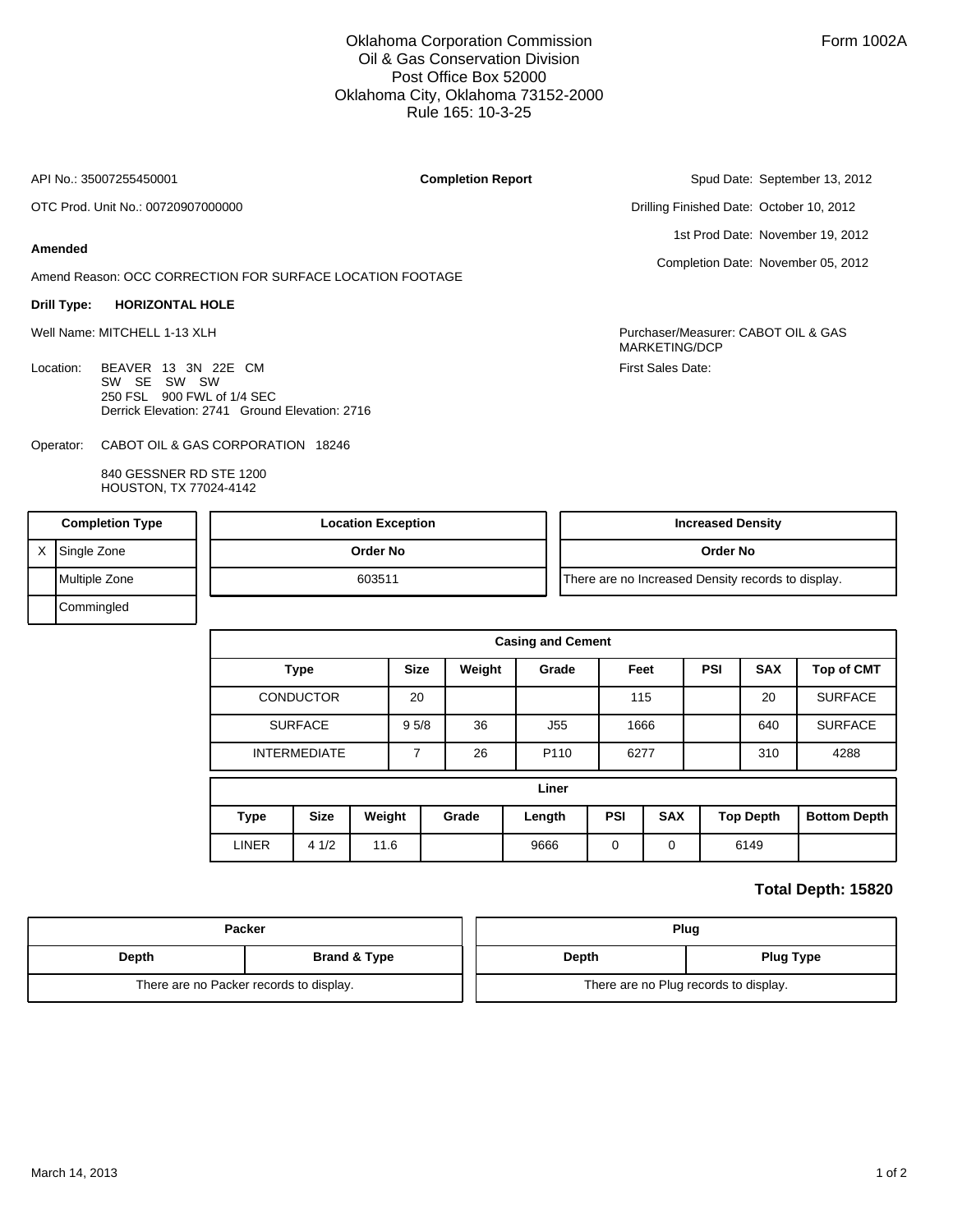Oklahoma Corporation Commission
Oil & Gas Conservation Division
Post Office Box 52000
Oklahoma City, Oklahoma 73152-2000
Rule 165: 10-3-25

Form 1002A

API No.: 35007255450001

**Completion Report**

Spud Date: September 13, 2012

OTC Prod. Unit No.: 00720907000000

Drilling Finished Date: October 10, 2012

1st Prod Date: November 19, 2012

**Amended**

Completion Date: November 05, 2012

Amend Reason: OCC CORRECTION FOR SURFACE LOCATION FOOTAGE

**Drill Type:** **HORIZONTAL HOLE**

Well Name: MITCHELL 1-13 XLH

Purchaser/Measurer: CABOT OIL & GAS MARKETING/DCP

First Sales Date:

Location: BEAVER 13 3N 22E CM
SW SE SW SW
250 FSL 900 FWL of 1/4 SEC
Derrick Elevation: 2741 Ground Elevation: 2716

Operator: CABOT OIL & GAS CORPORATION 18246

840 GESSNER RD STE 1200
HOUSTON, TX 77024-4142

| | Completion Type |
|---|---|
| X | Single Zone |
| | Multiple Zone |
| | Commingled |

| Location Exception |
|---|
| **Order No** |
| 603511 |

| Increased Density |
|---|
| **Order No** |
| There are no Increased Density records to display. |

**Casing and Cement**

| Type | Size | Weight | Grade | Feet | PSI | SAX | Top of CMT |
|---|---|---|---|---|---|---|---|
| CONDUCTOR | 20 | | | 115 | | 20 | SURFACE |
| SURFACE | 9 5/8 | 36 | J55 | 1666 | | 640 | SURFACE |
| INTERMEDIATE | 7 | 26 | P110 | 6277 | | 310 | 4288 |

**Liner**

| Type | Size | Weight | Grade | Length | PSI | SAX | Top Depth | Bottom Depth |
|---|---|---|---|---|---|---|---|---|
| LINER | 4 1/2 | 11.6 | | 9666 | 0 | 0 | 6149 | |

**Total Depth: 15820**

**Packer**

| Depth | Brand & Type |
|---|---|
| There are no Packer records to display. | |

**Plug**

| Depth | Plug Type |
|---|---|
| There are no Plug records to display. | |

March 14, 2013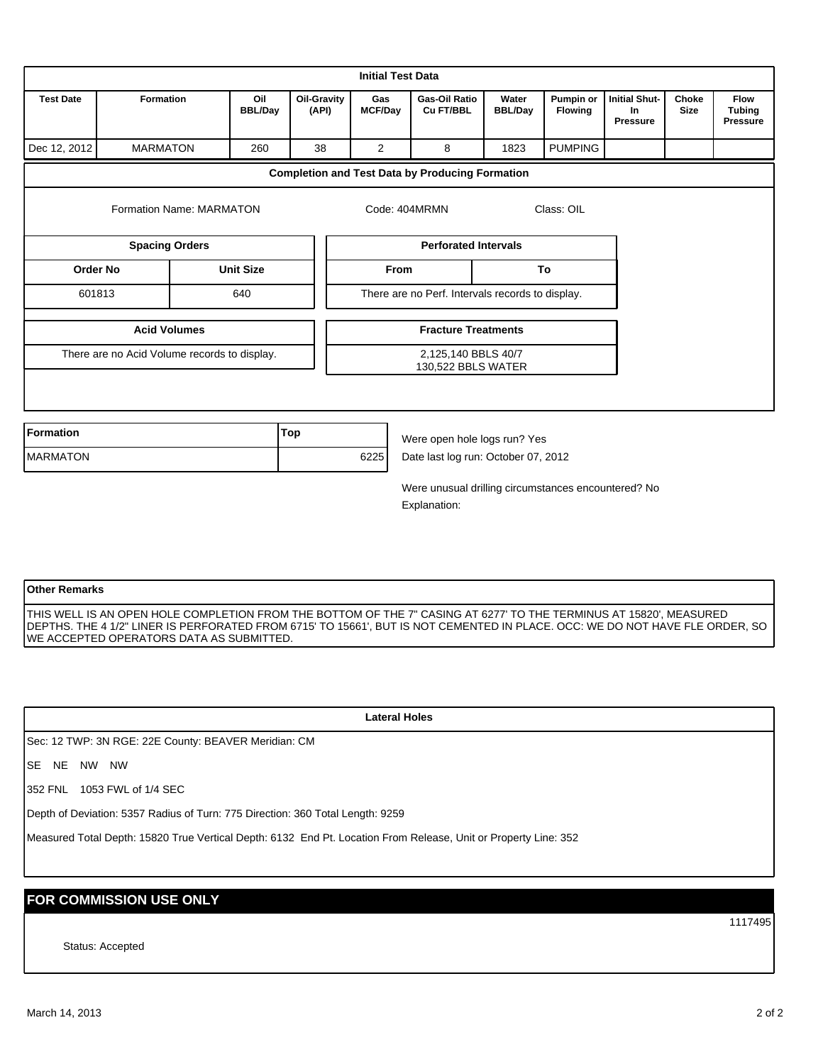## Initial Test Data

| Test Date | Formation | Oil BBL/Day | Oil-Gravity (API) | Gas MCF/Day | Gas-Oil Ratio Cu FT/BBL | Water BBL/Day | Pumpin or Flowing | Initial Shut-In Pressure | Choke Size | Flow Tubing Pressure |
|---|---|---|---|---|---|---|---|---|---|---|
| Dec 12, 2012 | MARMATON | 260 | 38 | 2 | 8 | 1823 | PUMPING | | | |

## Completion and Test Data by Producing Formation

Formation Name: MARMATON

Code: 404MRMN

Class: OIL

**Spacing Orders**

| Order No | Unit Size |
|---|---|
| 601813 | 640 |

**Perforated Intervals**

| From | To |
|---|---|
| There are no Perf. Intervals records to display. | |

**Acid Volumes**

There are no Acid Volume records to display.

**Fracture Treatments**

2,125,140 BBLS 40/7
130,522 BBLS WATER

| Formation | Top |
|---|---|
| MARMATON | 6225 |

Were open hole logs run? Yes

Date last log run: October 07, 2012

Were unusual drilling circumstances encountered? No

Explanation:

## Other Remarks

THIS WELL IS AN OPEN HOLE COMPLETION FROM THE BOTTOM OF THE 7" CASING AT 6277' TO THE TERMINUS AT 15820', MEASURED DEPTHS. THE 4 1/2" LINER IS PERFORATED FROM 6715' TO 15661', BUT IS NOT CEMENTED IN PLACE. OCC: WE DO NOT HAVE FLE ORDER, SO WE ACCEPTED OPERATORS DATA AS SUBMITTED.

## Lateral Holes

Sec: 12 TWP: 3N RGE: 22E County: BEAVER Meridian: CM

SE NE NW NW

352 FNL 1053 FWL of 1/4 SEC

Depth of Deviation: 5357 Radius of Turn: 775 Direction: 360 Total Length: 9259

Measured Total Depth: 15820 True Vertical Depth: 6132 End Pt. Location From Release, Unit or Property Line: 352

## FOR COMMISSION USE ONLY

1117495

Status: Accepted

March 14, 2013